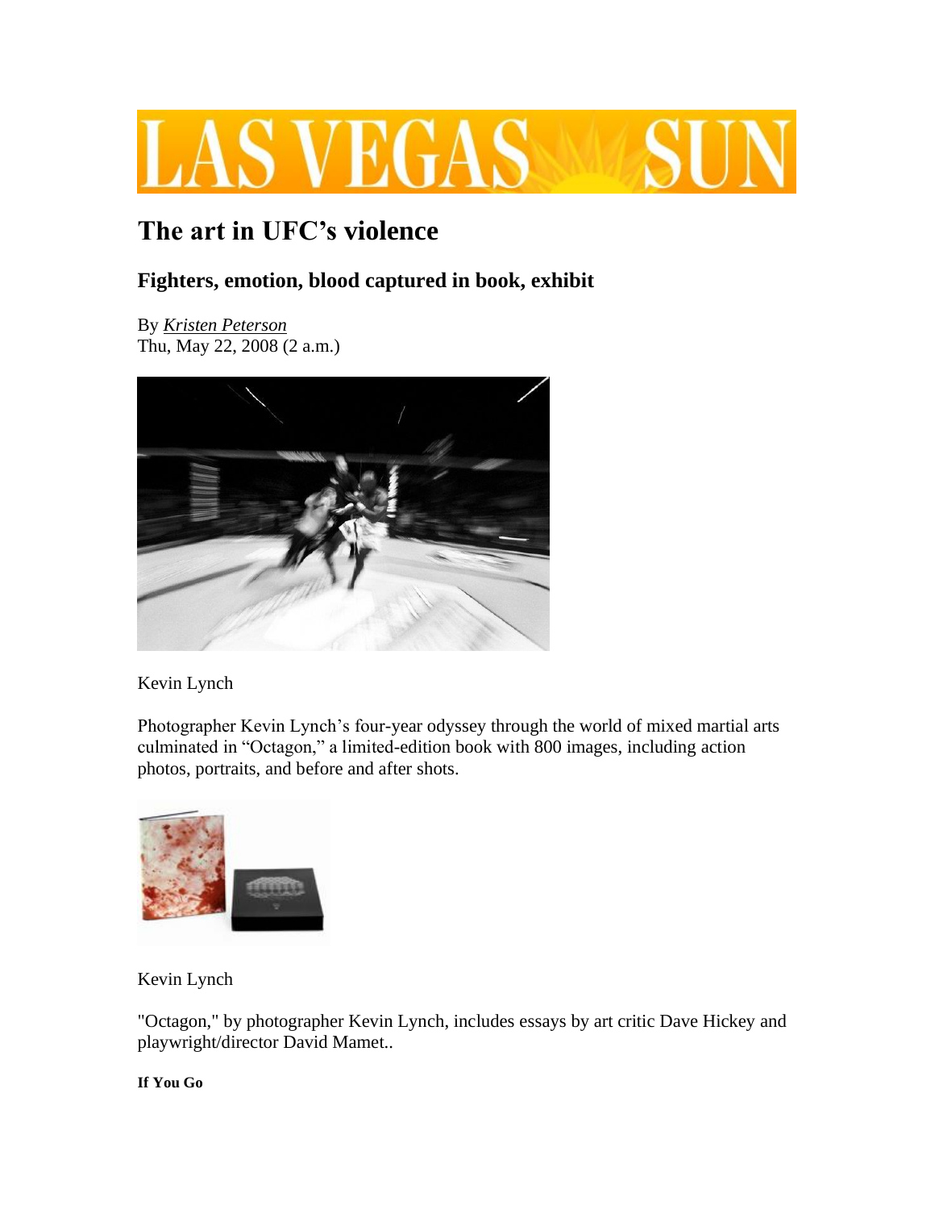# The art in UFC's violence

## Fighters, emotion, blood captured in book, exhibit

By *Kristen Peterson*
Thu, May 22, 2008 (2 a.m.)

Kevin Lynch

Photographer Kevin Lynch's four-year odyssey through the world of mixed martial arts culminated in "Octagon," a limited-edition book with 800 images, including action photos, portraits, and before and after shots.

Kevin Lynch

"Octagon," by photographer Kevin Lynch, includes essays by art critic Dave Hickey and playwright/director David Mamet..

**If You Go**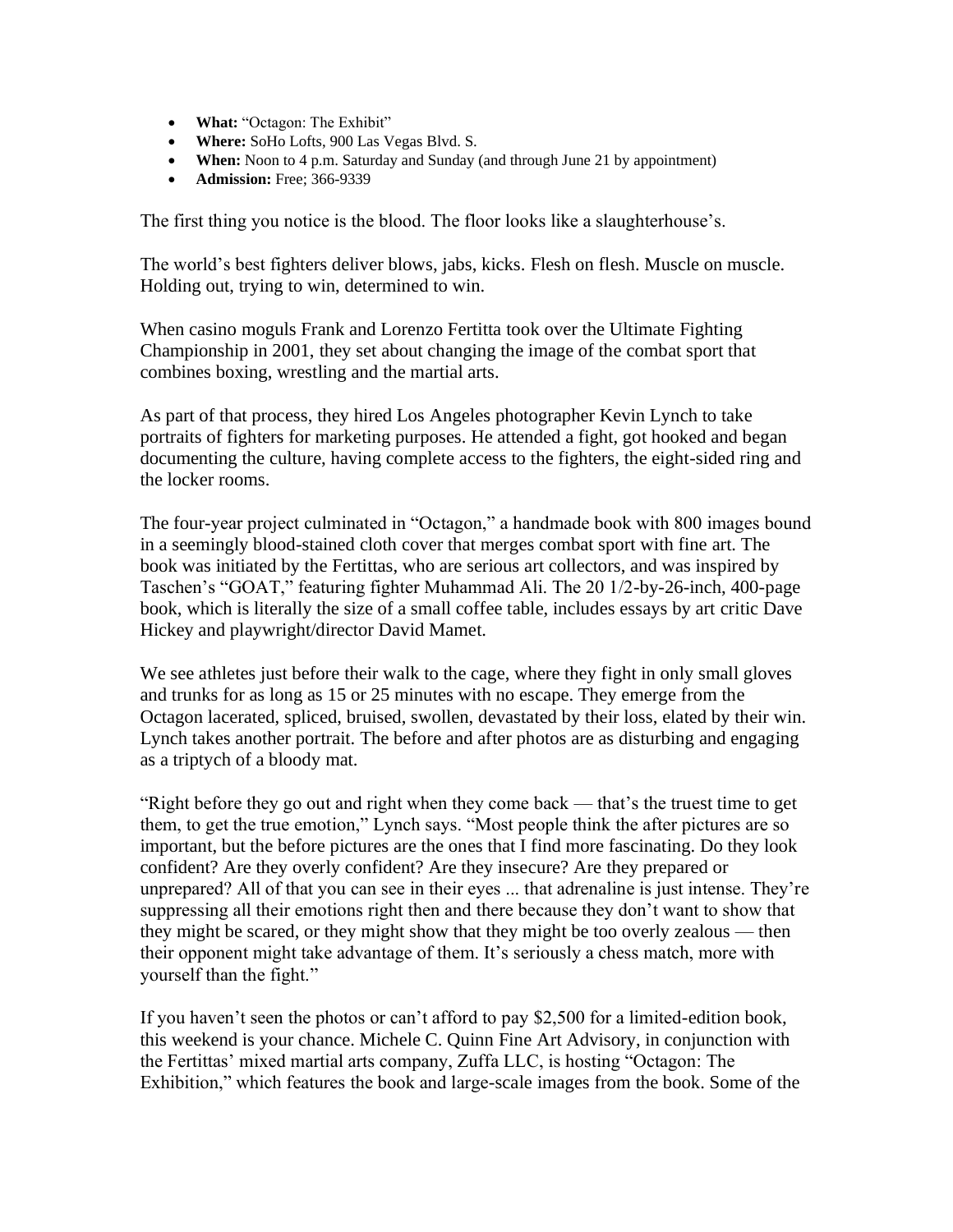- **What:** "Octagon: The Exhibit"
- **Where:** SoHo Lofts, 900 Las Vegas Blvd. S.
- **When:** Noon to 4 p.m. Saturday and Sunday (and through June 21 by appointment)
- **Admission:** Free; 366-9339

The first thing you notice is the blood. The floor looks like a slaughterhouse's.

The world's best fighters deliver blows, jabs, kicks. Flesh on flesh. Muscle on muscle. Holding out, trying to win, determined to win.

When casino moguls Frank and Lorenzo Fertitta took over the Ultimate Fighting Championship in 2001, they set about changing the image of the combat sport that combines boxing, wrestling and the martial arts.

As part of that process, they hired Los Angeles photographer Kevin Lynch to take portraits of fighters for marketing purposes. He attended a fight, got hooked and began documenting the culture, having complete access to the fighters, the eight-sided ring and the locker rooms.

The four-year project culminated in "Octagon," a handmade book with 800 images bound in a seemingly blood-stained cloth cover that merges combat sport with fine art. The book was initiated by the Fertittas, who are serious art collectors, and was inspired by Taschen's "GOAT," featuring fighter Muhammad Ali. The 20 1/2-by-26-inch, 400-page book, which is literally the size of a small coffee table, includes essays by art critic Dave Hickey and playwright/director David Mamet.

We see athletes just before their walk to the cage, where they fight in only small gloves and trunks for as long as 15 or 25 minutes with no escape. They emerge from the Octagon lacerated, spliced, bruised, swollen, devastated by their loss, elated by their win. Lynch takes another portrait. The before and after photos are as disturbing and engaging as a triptych of a bloody mat.

"Right before they go out and right when they come back — that's the truest time to get them, to get the true emotion," Lynch says. "Most people think the after pictures are so important, but the before pictures are the ones that I find more fascinating. Do they look confident? Are they overly confident? Are they insecure? Are they prepared or unprepared? All of that you can see in their eyes ... that adrenaline is just intense. They're suppressing all their emotions right then and there because they don't want to show that they might be scared, or they might show that they might be too overly zealous — then their opponent might take advantage of them. It's seriously a chess match, more with yourself than the fight."

If you haven't seen the photos or can't afford to pay $2,500 for a limited-edition book, this weekend is your chance. Michele C. Quinn Fine Art Advisory, in conjunction with the Fertittas' mixed martial arts company, Zuffa LLC, is hosting "Octagon: The Exhibition," which features the book and large-scale images from the book. Some of the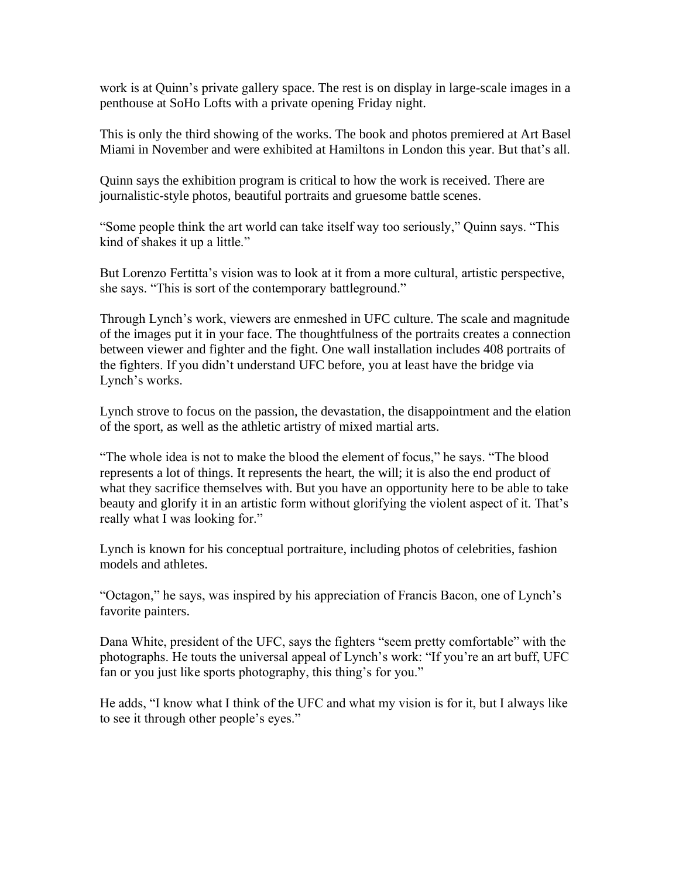work is at Quinn's private gallery space. The rest is on display in large-scale images in a penthouse at SoHo Lofts with a private opening Friday night.

This is only the third showing of the works. The book and photos premiered at Art Basel Miami in November and were exhibited at Hamiltons in London this year. But that's all.

Quinn says the exhibition program is critical to how the work is received. There are journalistic-style photos, beautiful portraits and gruesome battle scenes.

"Some people think the art world can take itself way too seriously," Quinn says. "This kind of shakes it up a little."

But Lorenzo Fertitta's vision was to look at it from a more cultural, artistic perspective, she says. "This is sort of the contemporary battleground."

Through Lynch's work, viewers are enmeshed in UFC culture. The scale and magnitude of the images put it in your face. The thoughtfulness of the portraits creates a connection between viewer and fighter and the fight. One wall installation includes 408 portraits of the fighters. If you didn't understand UFC before, you at least have the bridge via Lynch's works.

Lynch strove to focus on the passion, the devastation, the disappointment and the elation of the sport, as well as the athletic artistry of mixed martial arts.

"The whole idea is not to make the blood the element of focus," he says. "The blood represents a lot of things. It represents the heart, the will; it is also the end product of what they sacrifice themselves with. But you have an opportunity here to be able to take beauty and glorify it in an artistic form without glorifying the violent aspect of it. That's really what I was looking for."

Lynch is known for his conceptual portraiture, including photos of celebrities, fashion models and athletes.

"Octagon," he says, was inspired by his appreciation of Francis Bacon, one of Lynch's favorite painters.

Dana White, president of the UFC, says the fighters "seem pretty comfortable" with the photographs. He touts the universal appeal of Lynch's work: "If you're an art buff, UFC fan or you just like sports photography, this thing's for you."

He adds, "I know what I think of the UFC and what my vision is for it, but I always like to see it through other people's eyes."